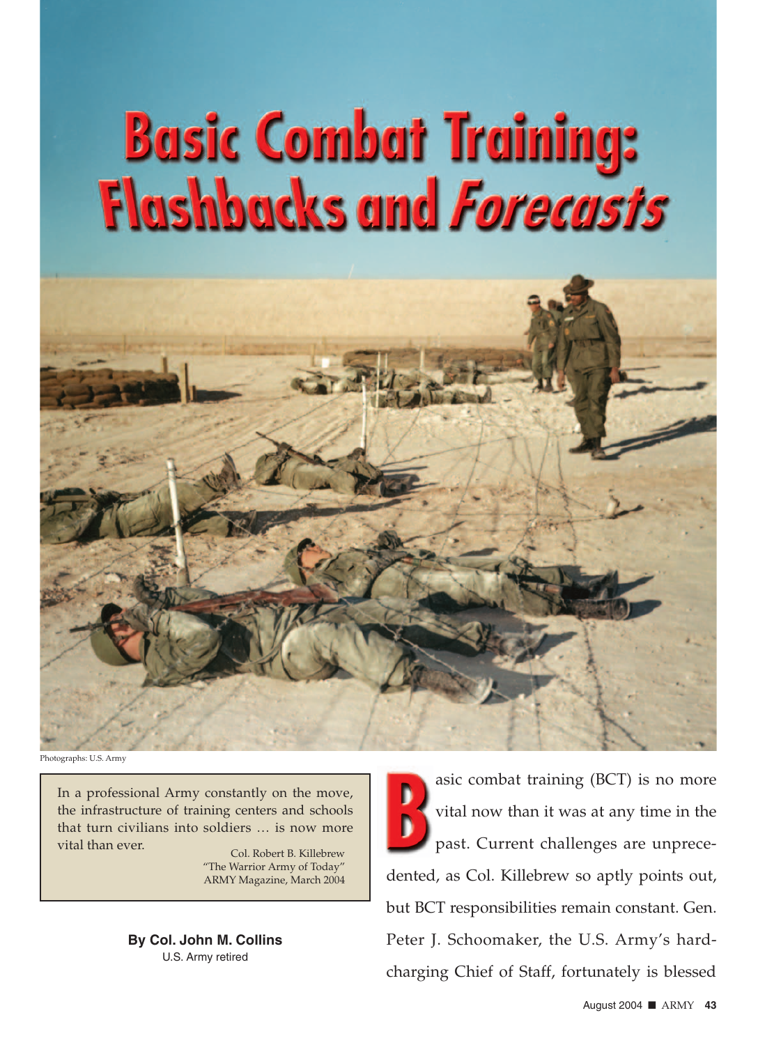# Basic Combat Training: Flashbacks and *Forecasts*

Photographs: U.S. Army

> In a professional Army constantly on the move, the infrastructure of training centers and schools that turn civilians into soldiers … is now more vital than ever.
>
> Col. Robert B. Killebrew
> "The Warrior Army of Today"
> ARMY Magazine, March 2004

**By Col. John M. Collins**
U.S. Army retired

Basic combat training (BCT) is no more vital now than it was at any time in the past. Current challenges are unprecedented, as Col. Killebrew so aptly points out, but BCT responsibilities remain constant. Gen. Peter J. Schoomaker, the U.S. Army's hard-charging Chief of Staff, fortunately is blessed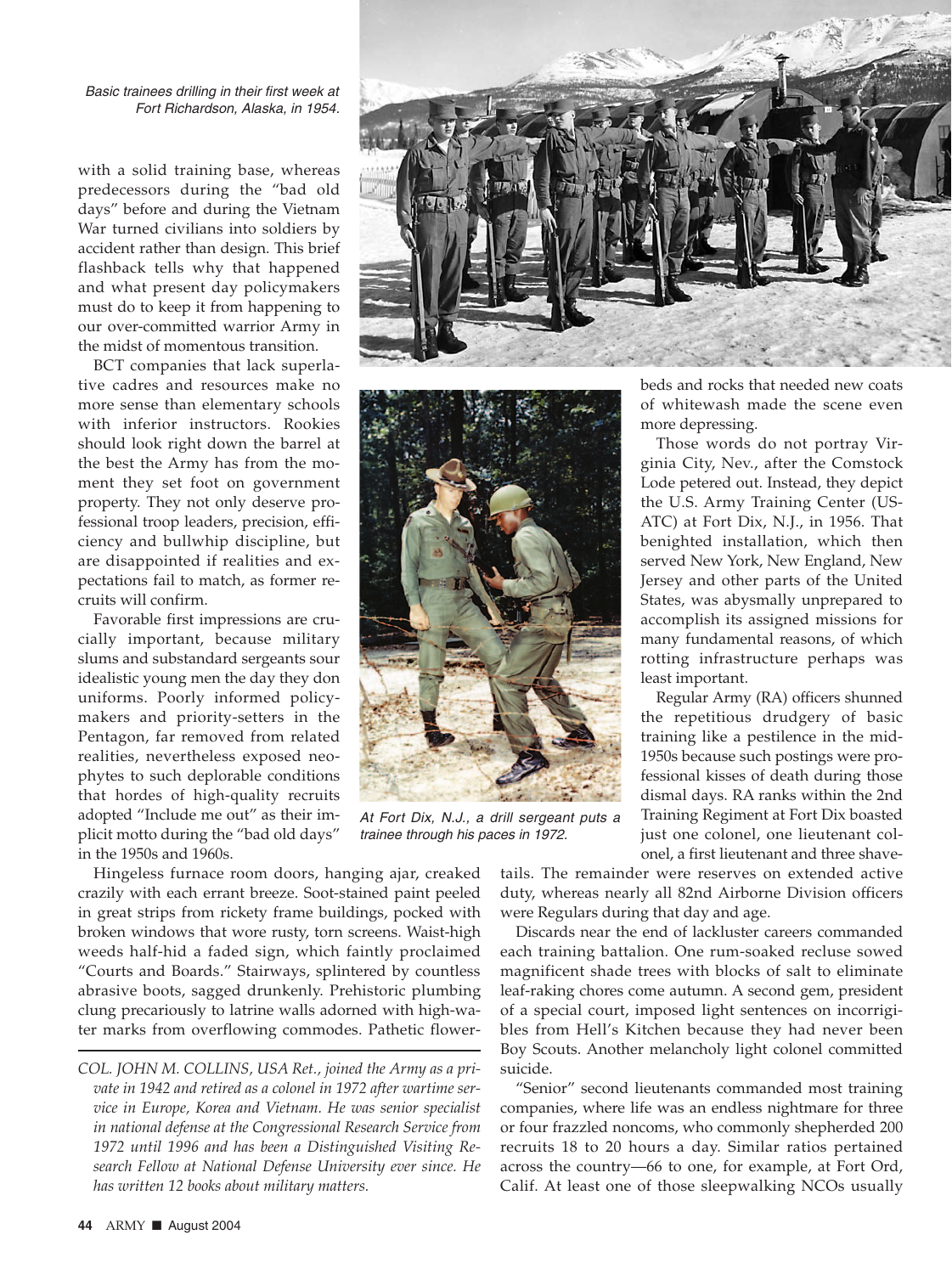*Basic trainees drilling in their first week at Fort Richardson, Alaska, in 1954.*

with a solid training base, whereas predecessors during the "bad old days" before and during the Vietnam War turned civilians into soldiers by accident rather than design. This brief flashback tells why that happened and what present day policymakers must do to keep it from happening to our over-committed warrior Army in the midst of momentous transition.

BCT companies that lack superlative cadres and resources make no more sense than elementary schools with inferior instructors. Rookies should look right down the barrel at the best the Army has from the moment they set foot on government property. They not only deserve professional troop leaders, precision, efficiency and bullwhip discipline, but are disappointed if realities and expectations fail to match, as former recruits will confirm.

Favorable first impressions are crucially important, because military slums and substandard sergeants sour idealistic young men the day they don uniforms. Poorly informed policymakers and priority-setters in the Pentagon, far removed from related realities, nevertheless exposed neophytes to such deplorable conditions that hordes of high-quality recruits adopted "Include me out" as their implicit motto during the "bad old days" in the 1950s and 1960s.

Hingeless furnace room doors, hanging ajar, creaked crazily with each errant breeze. Soot-stained paint peeled in great strips from rickety frame buildings, pocked with broken windows that wore rusty, torn screens. Waist-high weeds half-hid a faded sign, which faintly proclaimed "Courts and Boards." Stairways, splintered by countless abrasive boots, sagged drunkenly. Prehistoric plumbing clung precariously to latrine walls adorned with high-water marks from overflowing commodes. Pathetic flowerbeds and rocks that needed new coats of whitewash made the scene even more depressing.

*At Fort Dix, N.J., a drill sergeant puts a trainee through his paces in 1972.*

Those words do not portray Virginia City, Nev., after the Comstock Lode petered out. Instead, they depict the U.S. Army Training Center (USATC) at Fort Dix, N.J., in 1956. That benighted installation, which then served New York, New England, New Jersey and other parts of the United States, was abysmally unprepared to accomplish its assigned missions for many fundamental reasons, of which rotting infrastructure perhaps was least important.

Regular Army (RA) officers shunned the repetitious drudgery of basic training like a pestilence in the mid-1950s because such postings were professional kisses of death during those dismal days. RA ranks within the 2nd Training Regiment at Fort Dix boasted just one colonel, one lieutenant colonel, a first lieutenant and three shavetails. The remainder were reserves on extended active duty, whereas nearly all 82nd Airborne Division officers were Regulars during that day and age.

Discards near the end of lackluster careers commanded each training battalion. One rum-soaked recluse sowed magnificent shade trees with blocks of salt to eliminate leaf-raking chores come autumn. A second gem, president of a special court, imposed light sentences on incorrigibles from Hell's Kitchen because they had never been Boy Scouts. Another melancholy light colonel committed suicide.

"Senior" second lieutenants commanded most training companies, where life was an endless nightmare for three or four frazzled noncoms, who commonly shepherded 200 recruits 18 to 20 hours a day. Similar ratios pertained across the country—66 to one, for example, at Fort Ord, Calif. At least one of those sleepwalking NCOs usually

*COL. JOHN M. COLLINS, USA Ret., joined the Army as a private in 1942 and retired as a colonel in 1972 after wartime service in Europe, Korea and Vietnam. He was senior specialist in national defense at the Congressional Research Service from 1972 until 1996 and has been a Distinguished Visiting Research Fellow at National Defense University ever since. He has written 12 books about military matters.*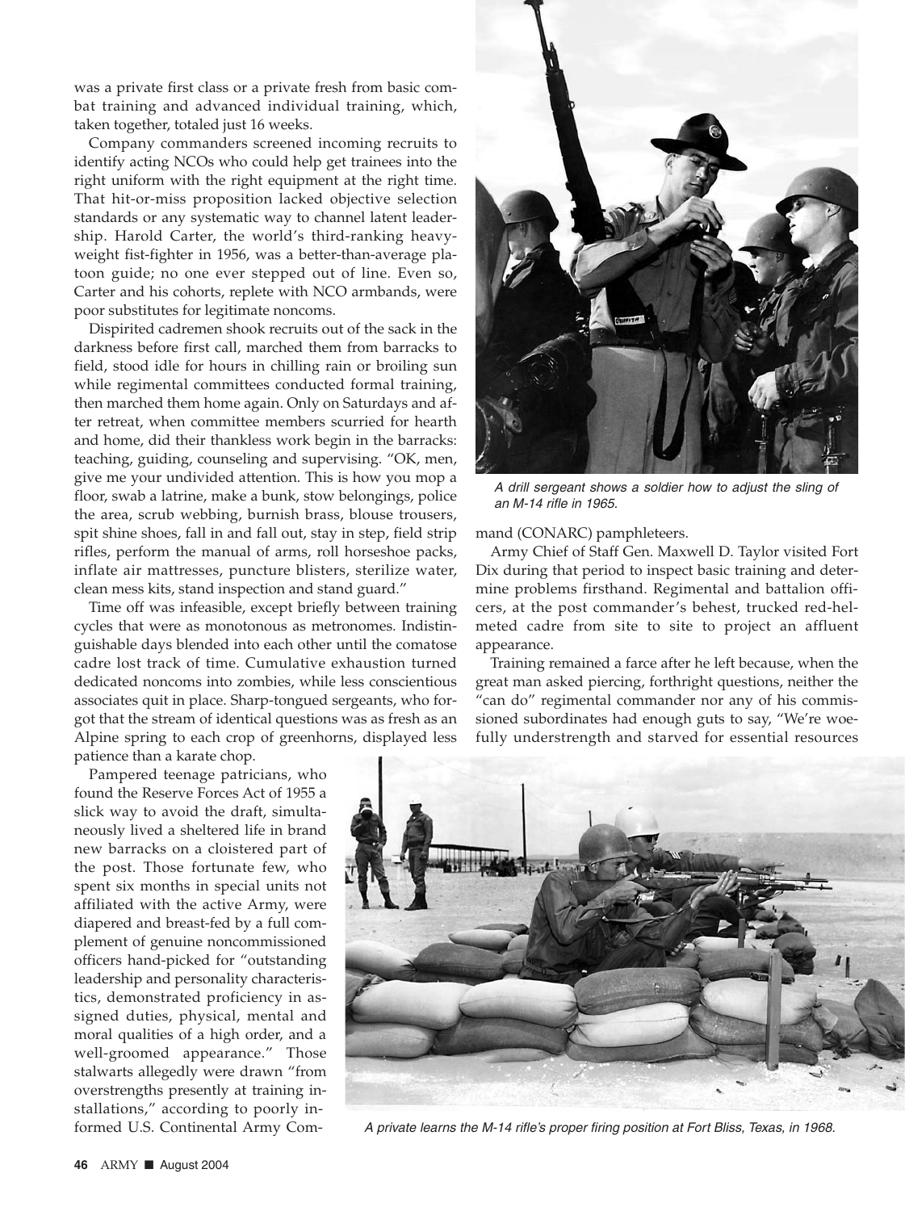was a private first class or a private fresh from basic combat training and advanced individual training, which, taken together, totaled just 16 weeks.

Company commanders screened incoming recruits to identify acting NCOs who could help get trainees into the right uniform with the right equipment at the right time. That hit-or-miss proposition lacked objective selection standards or any systematic way to channel latent leadership. Harold Carter, the world's third-ranking heavyweight fist-fighter in 1956, was a better-than-average platoon guide; no one ever stepped out of line. Even so, Carter and his cohorts, replete with NCO armbands, were poor substitutes for legitimate noncoms.

Dispirited cadremen shook recruits out of the sack in the darkness before first call, marched them from barracks to field, stood idle for hours in chilling rain or broiling sun while regimental committees conducted formal training, then marched them home again. Only on Saturdays and after retreat, when committee members scurried for hearth and home, did their thankless work begin in the barracks: teaching, guiding, counseling and supervising. "OK, men, give me your undivided attention. This is how you mop a floor, swab a latrine, make a bunk, stow belongings, police the area, scrub webbing, burnish brass, blouse trousers, spit shine shoes, fall in and fall out, stay in step, field strip rifles, perform the manual of arms, roll horseshoe packs, inflate air mattresses, puncture blisters, sterilize water, clean mess kits, stand inspection and stand guard."

Time off was infeasible, except briefly between training cycles that were as monotonous as metronomes. Indistinguishable days blended into each other until the comatose cadre lost track of time. Cumulative exhaustion turned dedicated noncoms into zombies, while less conscientious associates quit in place. Sharp-tongued sergeants, who forgot that the stream of identical questions was as fresh as an Alpine spring to each crop of greenhorns, displayed less patience than a karate chop.

Pampered teenage patricians, who found the Reserve Forces Act of 1955 a slick way to avoid the draft, simultaneously lived a sheltered life in brand new barracks on a cloistered part of the post. Those fortunate few, who spent six months in special units not affiliated with the active Army, were diapered and breast-fed by a full complement of genuine noncommissioned officers hand-picked for "outstanding leadership and personality characteristics, demonstrated proficiency in assigned duties, physical, mental and moral qualities of a high order, and a well-groomed appearance." Those stalwarts allegedly were drawn "from overstrengths presently at training installations," according to poorly informed U.S. Continental Army Command (CONARC) pamphleteers.

*A drill sergeant shows a soldier how to adjust the sling of an M-14 rifle in 1965.*

Army Chief of Staff Gen. Maxwell D. Taylor visited Fort Dix during that period to inspect basic training and determine problems firsthand. Regimental and battalion officers, at the post commander's behest, trucked red-helmeted cadre from site to site to project an affluent appearance.

Training remained a farce after he left because, when the great man asked piercing, forthright questions, neither the "can do" regimental commander nor any of his commissioned subordinates had enough guts to say, "We're woefully understrength and starved for essential resources

*A private learns the M-14 rifle's proper firing position at Fort Bliss, Texas, in 1968.*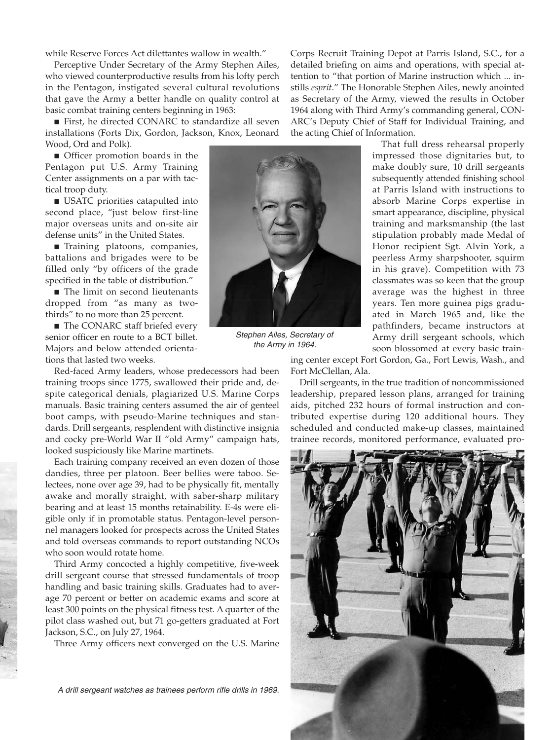while Reserve Forces Act dilettantes wallow in wealth."

Perceptive Under Secretary of the Army Stephen Ailes, who viewed counterproductive results from his lofty perch in the Pentagon, instigated several cultural revolutions that gave the Army a better handle on quality control at basic combat training centers beginning in 1963:

- First, he directed CONARC to standardize all seven installations (Forts Dix, Gordon, Jackson, Knox, Leonard Wood, Ord and Polk).
- Officer promotion boards in the Pentagon put U.S. Army Training Center assignments on a par with tactical troop duty.
- USATC priorities catapulted into second place, "just below first-line major overseas units and on-site air defense units" in the United States.
- Training platoons, companies, battalions and brigades were to be filled only "by officers of the grade specified in the table of distribution."
- The limit on second lieutenants dropped from "as many as two-thirds" to no more than 25 percent.
- The CONARC staff briefed every senior officer en route to a BCT billet. Majors and below attended orientations that lasted two weeks.

*Stephen Ailes, Secretary of the Army in 1964.*

Red-faced Army leaders, whose predecessors had been training troops since 1775, swallowed their pride and, despite categorical denials, plagiarized U.S. Marine Corps manuals. Basic training centers assumed the air of genteel boot camps, with pseudo-Marine techniques and standards. Drill sergeants, resplendent with distinctive insignia and cocky pre-World War II "old Army" campaign hats, looked suspiciously like Marine martinets.

Each training company received an even dozen of those dandies, three per platoon. Beer bellies were taboo. Selectees, none over age 39, had to be physically fit, mentally awake and morally straight, with saber-sharp military bearing and at least 15 months retainability. E-4s were eligible only if in promotable status. Pentagon-level personnel managers looked for prospects across the United States and told overseas commands to report outstanding NCOs who soon would rotate home.

Third Army concocted a highly competitive, five-week drill sergeant course that stressed fundamentals of troop handling and basic training skills. Graduates had to average 70 percent or better on academic exams and score at least 300 points on the physical fitness test. A quarter of the pilot class washed out, but 71 go-getters graduated at Fort Jackson, S.C., on July 27, 1964.

Three Army officers next converged on the U.S. Marine Corps Recruit Training Depot at Parris Island, S.C., for a detailed briefing on aims and operations, with special attention to "that portion of Marine instruction which ... instills *esprit*." The Honorable Stephen Ailes, newly anointed as Secretary of the Army, viewed the results in October 1964 along with Third Army's commanding general, CONARC's Deputy Chief of Staff for Individual Training, and the acting Chief of Information.

That full dress rehearsal properly impressed those dignitaries but, to make doubly sure, 10 drill sergeants subsequently attended finishing school at Parris Island with instructions to absorb Marine Corps expertise in smart appearance, discipline, physical training and marksmanship (the last stipulation probably made Medal of Honor recipient Sgt. Alvin York, a peerless Army sharpshooter, squirm in his grave). Competition with 73 classmates was so keen that the group average was the highest in three years. Ten more guinea pigs graduated in March 1965 and, like the pathfinders, became instructors at Army drill sergeant schools, which soon blossomed at every basic training center except Fort Gordon, Ga., Fort Lewis, Wash., and Fort McClellan, Ala.

Drill sergeants, in the true tradition of noncommissioned leadership, prepared lesson plans, arranged for training aids, pitched 232 hours of formal instruction and contributed expertise during 120 additional hours. They scheduled and conducted make-up classes, maintained trainee records, monitored performance, evaluated pro-

*A drill sergeant watches as trainees perform rifle drills in 1969.*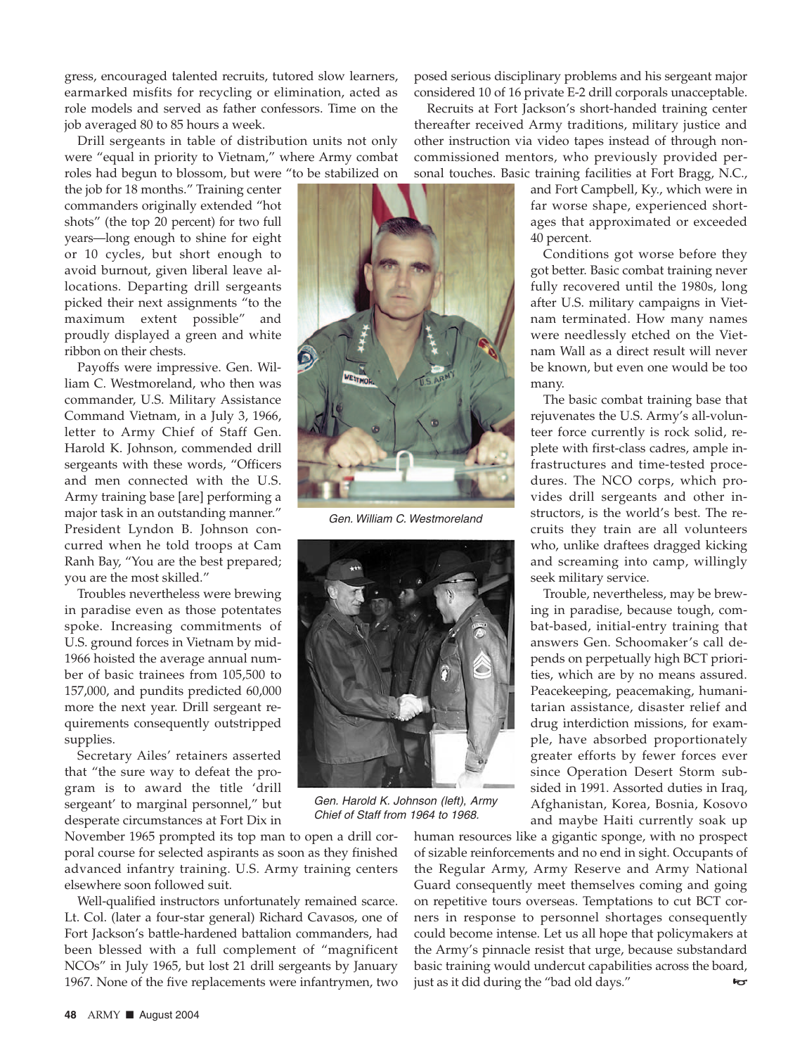gress, encouraged talented recruits, tutored slow learners, earmarked misfits for recycling or elimination, acted as role models and served as father confessors. Time on the job averaged 80 to 85 hours a week.

Drill sergeants in table of distribution units not only were "equal in priority to Vietnam," where Army combat roles had begun to blossom, but were "to be stabilized on the job for 18 months." Training center commanders originally extended "hot shots" (the top 20 percent) for two full years—long enough to shine for eight or 10 cycles, but short enough to avoid burnout, given liberal leave allocations. Departing drill sergeants picked their next assignments "to the maximum extent possible" and proudly displayed a green and white ribbon on their chests.

Payoffs were impressive. Gen. William C. Westmoreland, who then was commander, U.S. Military Assistance Command Vietnam, in a July 3, 1966, letter to Army Chief of Staff Gen. Harold K. Johnson, commended drill sergeants with these words, "Officers and men connected with the U.S. Army training base [are] performing a major task in an outstanding manner." President Lyndon B. Johnson concurred when he told troops at Cam Ranh Bay, "You are the best prepared; you are the most skilled."

Troubles nevertheless were brewing in paradise even as those potentates spoke. Increasing commitments of U.S. ground forces in Vietnam by mid-1966 hoisted the average annual number of basic trainees from 105,500 to 157,000, and pundits predicted 60,000 more the next year. Drill sergeant requirements consequently outstripped supplies.

Secretary Ailes' retainers asserted that "the sure way to defeat the program is to award the title 'drill sergeant' to marginal personnel," but desperate circumstances at Fort Dix in November 1965 prompted its top man to open a drill corporal course for selected aspirants as soon as they finished advanced infantry training. U.S. Army training centers elsewhere soon followed suit.

Well-qualified instructors unfortunately remained scarce. Lt. Col. (later a four-star general) Richard Cavasos, one of Fort Jackson's battle-hardened battalion commanders, had been blessed with a full complement of "magnificent NCOs" in July 1965, but lost 21 drill sergeants by January 1967. None of the five replacements were infantrymen, two posed serious disciplinary problems and his sergeant major considered 10 of 16 private E-2 drill corporals unacceptable.

Gen. William C. Westmoreland

Gen. Harold K. Johnson (left), Army Chief of Staff from 1964 to 1968.

Recruits at Fort Jackson's short-handed training center thereafter received Army traditions, military justice and other instruction via video tapes instead of through noncommissioned mentors, who previously provided personal touches. Basic training facilities at Fort Bragg, N.C., and Fort Campbell, Ky., which were in far worse shape, experienced shortages that approximated or exceeded 40 percent.

Conditions got worse before they got better. Basic combat training never fully recovered until the 1980s, long after U.S. military campaigns in Vietnam terminated. How many names were needlessly etched on the Vietnam Wall as a direct result will never be known, but even one would be too many.

The basic combat training base that rejuvenates the U.S. Army's all-volunteer force currently is rock solid, replete with first-class cadres, ample infrastructures and time-tested procedures. The NCO corps, which provides drill sergeants and other instructors, is the world's best. The recruits they train are all volunteers who, unlike draftees dragged kicking and screaming into camp, willingly seek military service.

Trouble, nevertheless, may be brewing in paradise, because tough, combat-based, initial-entry training that answers Gen. Schoomaker's call depends on perpetually high BCT priorities, which are by no means assured. Peacekeeping, peacemaking, humanitarian assistance, disaster relief and drug interdiction missions, for example, have absorbed proportionately greater efforts by fewer forces ever since Operation Desert Storm subsided in 1991. Assorted duties in Iraq, Afghanistan, Korea, Bosnia, Kosovo and maybe Haiti currently soak up human resources like a gigantic sponge, with no prospect of sizable reinforcements and no end in sight. Occupants of the Regular Army, Army Reserve and Army National Guard consequently meet themselves coming and going on repetitive tours overseas. Temptations to cut BCT corners in response to personnel shortages consequently could become intense. Let us all hope that policymakers at the Army's pinnacle resist that urge, because substandard basic training would undercut capabilities across the board, just as it did during the "bad old days."